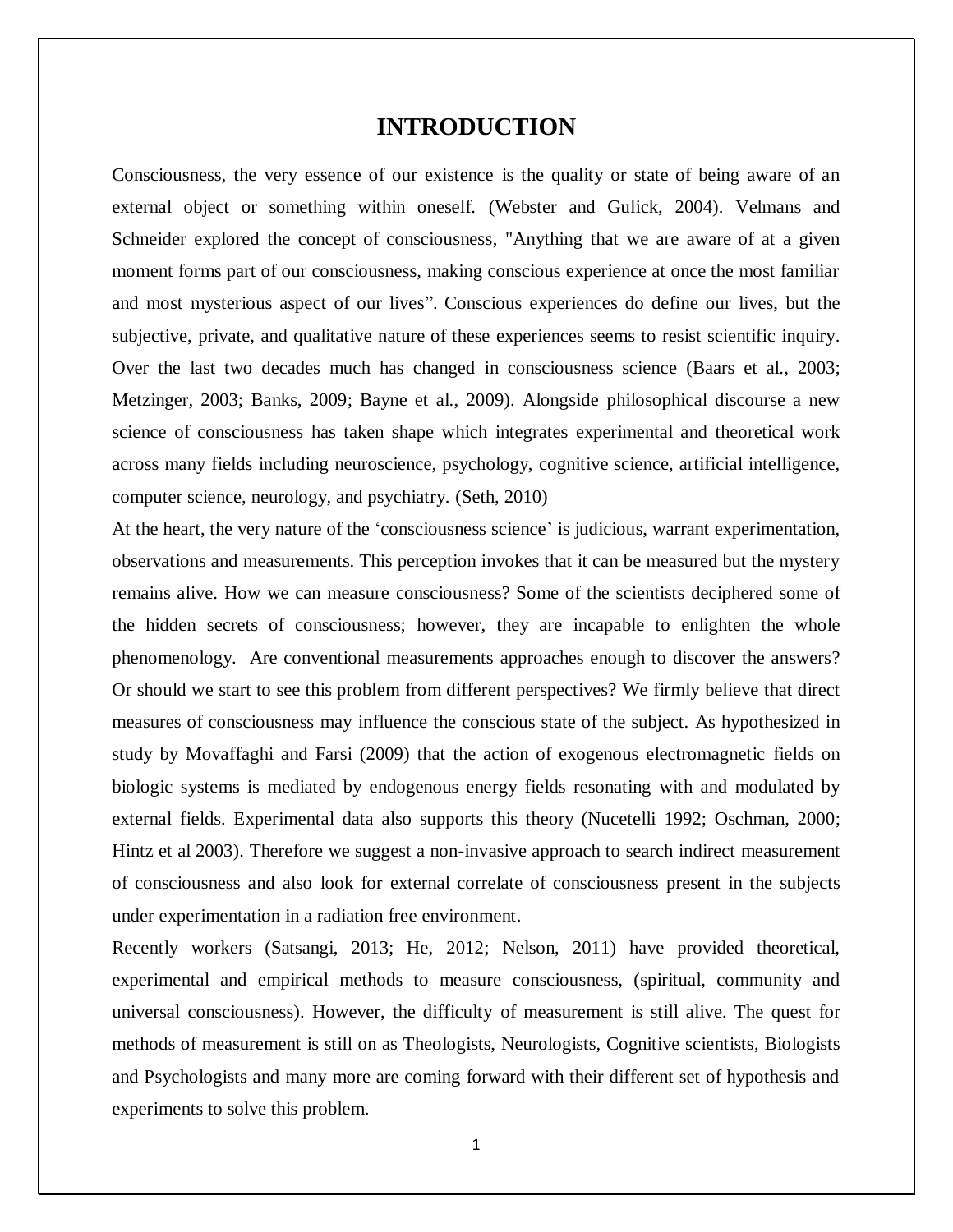# INTRODUCTION

Consciousness, the very essence of our existence is the quality or state of being aware of an external object or something within oneself. (Webster and Gulick, 2004). Velmans and Schneider explored the concept of consciousness, "Anything that we are aware of at a given moment forms part of our consciousness, making conscious experience at once the most familiar and most mysterious aspect of our lives". Conscious experiences do define our lives, but the subjective, private, and qualitative nature of these experiences seems to resist scientific inquiry. Over the last two decades much has changed in consciousness science (Baars et al., 2003; Metzinger, 2003; Banks, 2009; Bayne et al., 2009). Alongside philosophical discourse a new science of consciousness has taken shape which integrates experimental and theoretical work across many fields including neuroscience, psychology, cognitive science, artificial intelligence, computer science, neurology, and psychiatry. (Seth, 2010)

At the heart, the very nature of the 'consciousness science' is judicious, warrant experimentation, observations and measurements. This perception invokes that it can be measured but the mystery remains alive. How we can measure consciousness? Some of the scientists deciphered some of the hidden secrets of consciousness; however, they are incapable to enlighten the whole phenomenology. Are conventional measurements approaches enough to discover the answers? Or should we start to see this problem from different perspectives? We firmly believe that direct measures of consciousness may influence the conscious state of the subject. As hypothesized in study by Movaffaghi and Farsi (2009) that the action of exogenous electromagnetic fields on biologic systems is mediated by endogenous energy fields resonating with and modulated by external fields. Experimental data also supports this theory (Nucetelli 1992; Oschman, 2000; Hintz et al 2003). Therefore we suggest a non-invasive approach to search indirect measurement of consciousness and also look for external correlate of consciousness present in the subjects under experimentation in a radiation free environment.

Recently workers (Satsangi, 2013; He, 2012; Nelson, 2011) have provided theoretical, experimental and empirical methods to measure consciousness, (spiritual, community and universal consciousness). However, the difficulty of measurement is still alive. The quest for methods of measurement is still on as Theologists, Neurologists, Cognitive scientists, Biologists and Psychologists and many more are coming forward with their different set of hypothesis and experiments to solve this problem.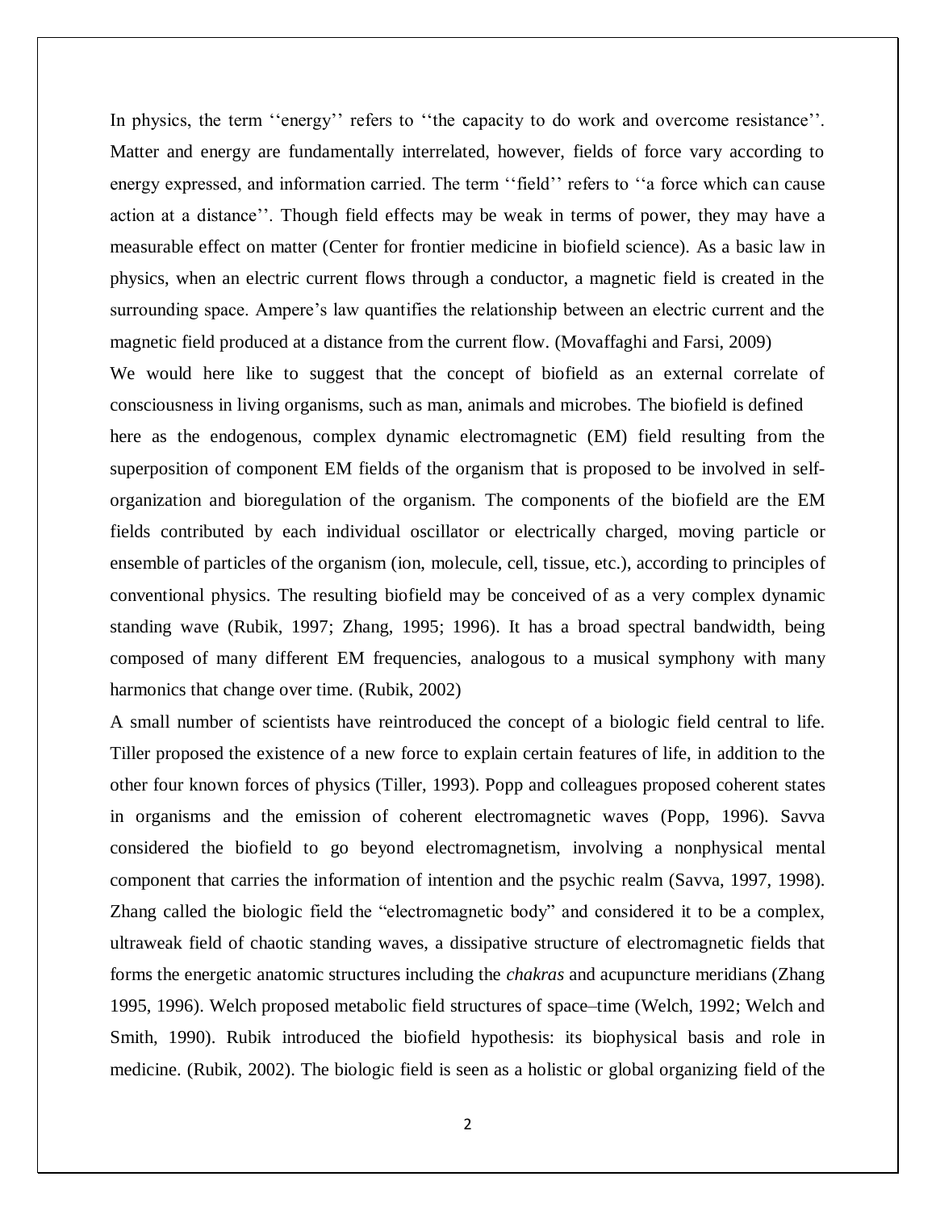In physics, the term ''energy'' refers to ''the capacity to do work and overcome resistance''. Matter and energy are fundamentally interrelated, however, fields of force vary according to energy expressed, and information carried. The term ''field'' refers to ''a force which can cause action at a distance''. Though field effects may be weak in terms of power, they may have a measurable effect on matter (Center for frontier medicine in biofield science). As a basic law in physics, when an electric current flows through a conductor, a magnetic field is created in the surrounding space. Ampere's law quantifies the relationship between an electric current and the magnetic field produced at a distance from the current flow. (Movaffaghi and Farsi, 2009)

We would here like to suggest that the concept of biofield as an external correlate of consciousness in living organisms, such as man, animals and microbes. The biofield is defined here as the endogenous, complex dynamic electromagnetic (EM) field resulting from the superposition of component EM fields of the organism that is proposed to be involved in self-organization and bioregulation of the organism. The components of the biofield are the EM fields contributed by each individual oscillator or electrically charged, moving particle or ensemble of particles of the organism (ion, molecule, cell, tissue, etc.), according to principles of conventional physics. The resulting biofield may be conceived of as a very complex dynamic standing wave (Rubik, 1997; Zhang, 1995; 1996). It has a broad spectral bandwidth, being composed of many different EM frequencies, analogous to a musical symphony with many harmonics that change over time. (Rubik, 2002)

A small number of scientists have reintroduced the concept of a biologic field central to life. Tiller proposed the existence of a new force to explain certain features of life, in addition to the other four known forces of physics (Tiller, 1993). Popp and colleagues proposed coherent states in organisms and the emission of coherent electromagnetic waves (Popp, 1996). Savva considered the biofield to go beyond electromagnetism, involving a nonphysical mental component that carries the information of intention and the psychic realm (Savva, 1997, 1998). Zhang called the biologic field the "electromagnetic body" and considered it to be a complex, ultraweak field of chaotic standing waves, a dissipative structure of electromagnetic fields that forms the energetic anatomic structures including the *chakras* and acupuncture meridians (Zhang 1995, 1996). Welch proposed metabolic field structures of space–time (Welch, 1992; Welch and Smith, 1990). Rubik introduced the biofield hypothesis: its biophysical basis and role in medicine. (Rubik, 2002). The biologic field is seen as a holistic or global organizing field of the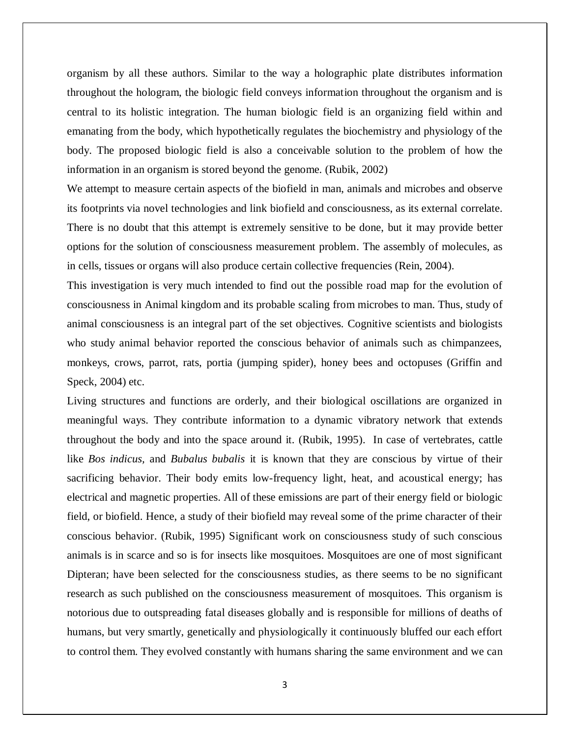organism by all these authors. Similar to the way a holographic plate distributes information throughout the hologram, the biologic field conveys information throughout the organism and is central to its holistic integration. The human biologic field is an organizing field within and emanating from the body, which hypothetically regulates the biochemistry and physiology of the body. The proposed biologic field is also a conceivable solution to the problem of how the information in an organism is stored beyond the genome. (Rubik, 2002)

We attempt to measure certain aspects of the biofield in man, animals and microbes and observe its footprints via novel technologies and link biofield and consciousness, as its external correlate. There is no doubt that this attempt is extremely sensitive to be done, but it may provide better options for the solution of consciousness measurement problem. The assembly of molecules, as in cells, tissues or organs will also produce certain collective frequencies (Rein, 2004).

This investigation is very much intended to find out the possible road map for the evolution of consciousness in Animal kingdom and its probable scaling from microbes to man. Thus, study of animal consciousness is an integral part of the set objectives. Cognitive scientists and biologists who study animal behavior reported the conscious behavior of animals such as chimpanzees, monkeys, crows, parrot, rats, portia (jumping spider), honey bees and octopuses (Griffin and Speck, 2004) etc.

Living structures and functions are orderly, and their biological oscillations are organized in meaningful ways. They contribute information to a dynamic vibratory network that extends throughout the body and into the space around it. (Rubik, 1995). In case of vertebrates, cattle like *Bos indicus,* and *Bubalus bubalis* it is known that they are conscious by virtue of their sacrificing behavior. Their body emits low-frequency light, heat, and acoustical energy; has electrical and magnetic properties. All of these emissions are part of their energy field or biologic field, or biofield. Hence, a study of their biofield may reveal some of the prime character of their conscious behavior. (Rubik, 1995) Significant work on consciousness study of such conscious animals is in scarce and so is for insects like mosquitoes. Mosquitoes are one of most significant Dipteran; have been selected for the consciousness studies, as there seems to be no significant research as such published on the consciousness measurement of mosquitoes. This organism is notorious due to outspreading fatal diseases globally and is responsible for millions of deaths of humans, but very smartly, genetically and physiologically it continuously bluffed our each effort to control them. They evolved constantly with humans sharing the same environment and we can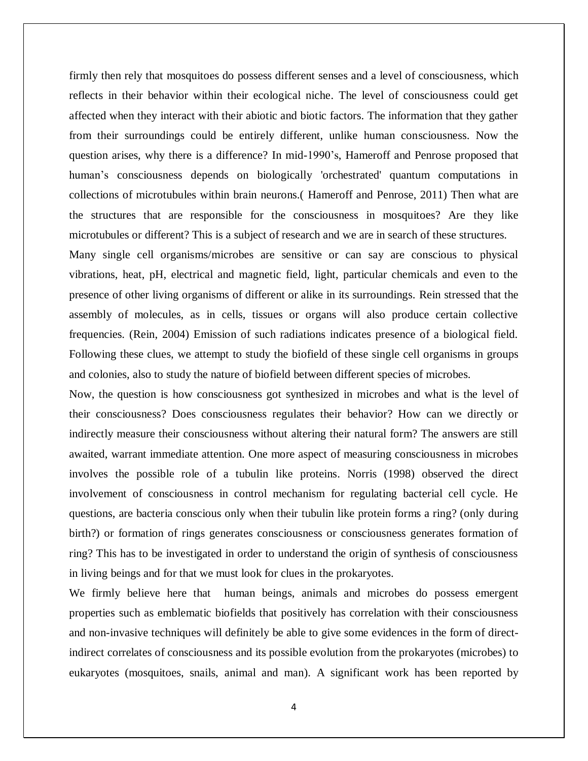firmly then rely that mosquitoes do possess different senses and a level of consciousness, which reflects in their behavior within their ecological niche. The level of consciousness could get affected when they interact with their abiotic and biotic factors. The information that they gather from their surroundings could be entirely different, unlike human consciousness. Now the question arises, why there is a difference? In mid-1990's, Hameroff and Penrose proposed that human's consciousness depends on biologically 'orchestrated' quantum computations in collections of microtubules within brain neurons.( Hameroff and Penrose, 2011) Then what are the structures that are responsible for the consciousness in mosquitoes? Are they like microtubules or different? This is a subject of research and we are in search of these structures.

Many single cell organisms/microbes are sensitive or can say are conscious to physical vibrations, heat, pH, electrical and magnetic field, light, particular chemicals and even to the presence of other living organisms of different or alike in its surroundings. Rein stressed that the assembly of molecules, as in cells, tissues or organs will also produce certain collective frequencies. (Rein, 2004) Emission of such radiations indicates presence of a biological field. Following these clues, we attempt to study the biofield of these single cell organisms in groups and colonies, also to study the nature of biofield between different species of microbes.

Now, the question is how consciousness got synthesized in microbes and what is the level of their consciousness? Does consciousness regulates their behavior? How can we directly or indirectly measure their consciousness without altering their natural form? The answers are still awaited, warrant immediate attention. One more aspect of measuring consciousness in microbes involves the possible role of a tubulin like proteins. Norris (1998) observed the direct involvement of consciousness in control mechanism for regulating bacterial cell cycle. He questions, are bacteria conscious only when their tubulin like protein forms a ring? (only during birth?) or formation of rings generates consciousness or consciousness generates formation of ring? This has to be investigated in order to understand the origin of synthesis of consciousness in living beings and for that we must look for clues in the prokaryotes.

We firmly believe here that human beings, animals and microbes do possess emergent properties such as emblematic biofields that positively has correlation with their consciousness and non-invasive techniques will definitely be able to give some evidences in the form of direct-indirect correlates of consciousness and its possible evolution from the prokaryotes (microbes) to eukaryotes (mosquitoes, snails, animal and man). A significant work has been reported by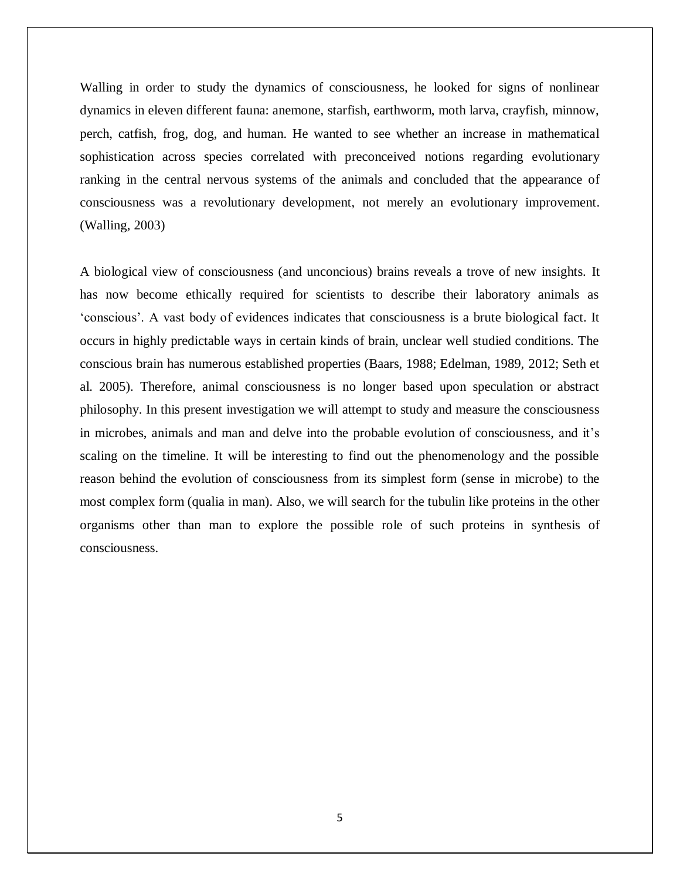Walling in order to study the dynamics of consciousness, he looked for signs of nonlinear dynamics in eleven different fauna: anemone, starfish, earthworm, moth larva, crayfish, minnow, perch, catfish, frog, dog, and human. He wanted to see whether an increase in mathematical sophistication across species correlated with preconceived notions regarding evolutionary ranking in the central nervous systems of the animals and concluded that the appearance of consciousness was a revolutionary development, not merely an evolutionary improvement. (Walling, 2003)

A biological view of consciousness (and unconcious) brains reveals a trove of new insights. It has now become ethically required for scientists to describe their laboratory animals as 'conscious'. A vast body of evidences indicates that consciousness is a brute biological fact. It occurs in highly predictable ways in certain kinds of brain, unclear well studied conditions. The conscious brain has numerous established properties (Baars, 1988; Edelman, 1989, 2012; Seth et al. 2005). Therefore, animal consciousness is no longer based upon speculation or abstract philosophy. In this present investigation we will attempt to study and measure the consciousness in microbes, animals and man and delve into the probable evolution of consciousness, and it's scaling on the timeline. It will be interesting to find out the phenomenology and the possible reason behind the evolution of consciousness from its simplest form (sense in microbe) to the most complex form (qualia in man). Also, we will search for the tubulin like proteins in the other organisms other than man to explore the possible role of such proteins in synthesis of consciousness.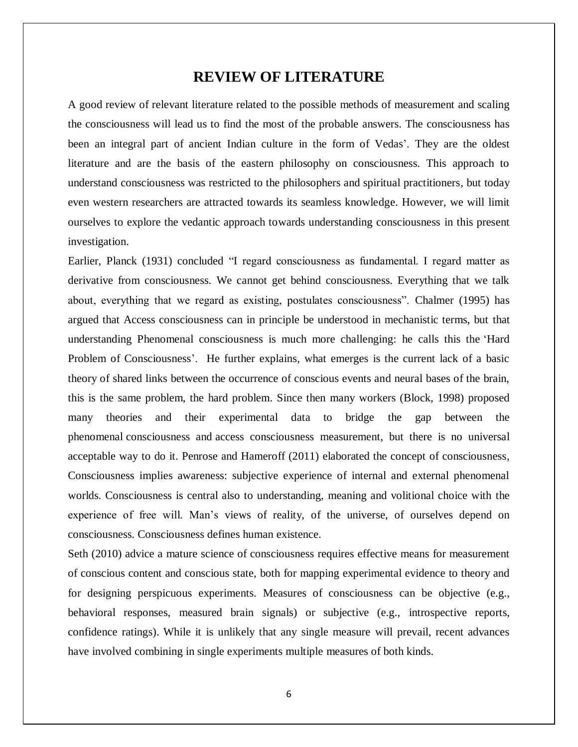# REVIEW OF LITERATURE

A good review of relevant literature related to the possible methods of measurement and scaling the consciousness will lead us to find the most of the probable answers. The consciousness has been an integral part of ancient Indian culture in the form of Vedas'. They are the oldest literature and are the basis of the eastern philosophy on consciousness. This approach to understand consciousness was restricted to the philosophers and spiritual practitioners, but today even western researchers are attracted towards its seamless knowledge. However, we will limit ourselves to explore the vedantic approach towards understanding consciousness in this present investigation.

Earlier, Planck (1931) concluded "I regard consciousness as fundamental. I regard matter as derivative from consciousness. We cannot get behind consciousness. Everything that we talk about, everything that we regard as existing, postulates consciousness". Chalmer (1995) has argued that Access consciousness can in principle be understood in mechanistic terms, but that understanding Phenomenal consciousness is much more challenging: he calls this the 'Hard Problem of Consciousness'. He further explains, what emerges is the current lack of a basic theory of shared links between the occurrence of conscious events and neural bases of the brain, this is the same problem, the hard problem. Since then many workers (Block, 1998) proposed many theories and their experimental data to bridge the gap between the phenomenal consciousness and access consciousness measurement, but there is no universal acceptable way to do it. Penrose and Hameroff (2011) elaborated the concept of consciousness, Consciousness implies awareness: subjective experience of internal and external phenomenal worlds. Consciousness is central also to understanding, meaning and volitional choice with the experience of free will. Man's views of reality, of the universe, of ourselves depend on consciousness. Consciousness defines human existence.

Seth (2010) advice a mature science of consciousness requires effective means for measurement of conscious content and conscious state, both for mapping experimental evidence to theory and for designing perspicuous experiments. Measures of consciousness can be objective (e.g., behavioral responses, measured brain signals) or subjective (e.g., introspective reports, confidence ratings). While it is unlikely that any single measure will prevail, recent advances have involved combining in single experiments multiple measures of both kinds.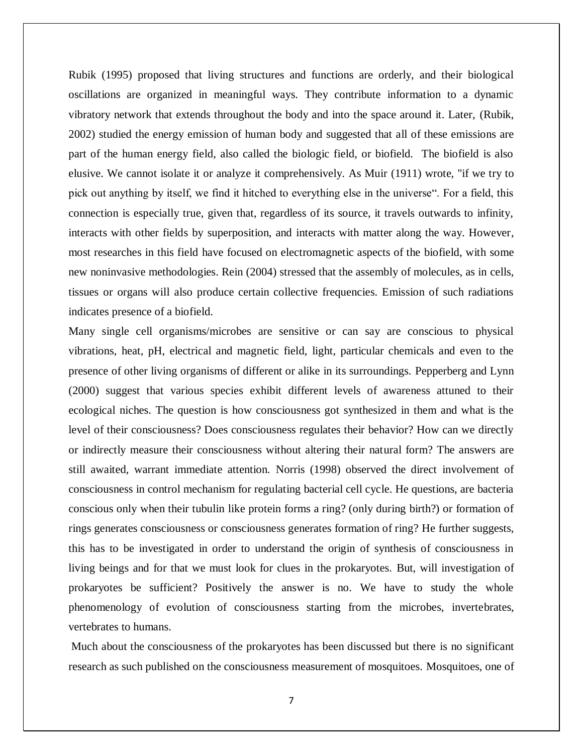Rubik (1995) proposed that living structures and functions are orderly, and their biological oscillations are organized in meaningful ways. They contribute information to a dynamic vibratory network that extends throughout the body and into the space around it. Later, (Rubik, 2002) studied the energy emission of human body and suggested that all of these emissions are part of the human energy field, also called the biologic field, or biofield. The biofield is also elusive. We cannot isolate it or analyze it comprehensively. As Muir (1911) wrote, "if we try to pick out anything by itself, we find it hitched to everything else in the universe“. For a field, this connection is especially true, given that, regardless of its source, it travels outwards to infinity, interacts with other fields by superposition, and interacts with matter along the way. However, most researches in this field have focused on electromagnetic aspects of the biofield, with some new noninvasive methodologies. Rein (2004) stressed that the assembly of molecules, as in cells, tissues or organs will also produce certain collective frequencies. Emission of such radiations indicates presence of a biofield.

Many single cell organisms/microbes are sensitive or can say are conscious to physical vibrations, heat, pH, electrical and magnetic field, light, particular chemicals and even to the presence of other living organisms of different or alike in its surroundings. Pepperberg and Lynn (2000) suggest that various species exhibit different levels of awareness attuned to their ecological niches. The question is how consciousness got synthesized in them and what is the level of their consciousness? Does consciousness regulates their behavior? How can we directly or indirectly measure their consciousness without altering their natural form? The answers are still awaited, warrant immediate attention. Norris (1998) observed the direct involvement of consciousness in control mechanism for regulating bacterial cell cycle. He questions, are bacteria conscious only when their tubulin like protein forms a ring? (only during birth?) or formation of rings generates consciousness or consciousness generates formation of ring? He further suggests, this has to be investigated in order to understand the origin of synthesis of consciousness in living beings and for that we must look for clues in the prokaryotes. But, will investigation of prokaryotes be sufficient? Positively the answer is no. We have to study the whole phenomenology of evolution of consciousness starting from the microbes, invertebrates, vertebrates to humans.

Much about the consciousness of the prokaryotes has been discussed but there is no significant research as such published on the consciousness measurement of mosquitoes. Mosquitoes, one of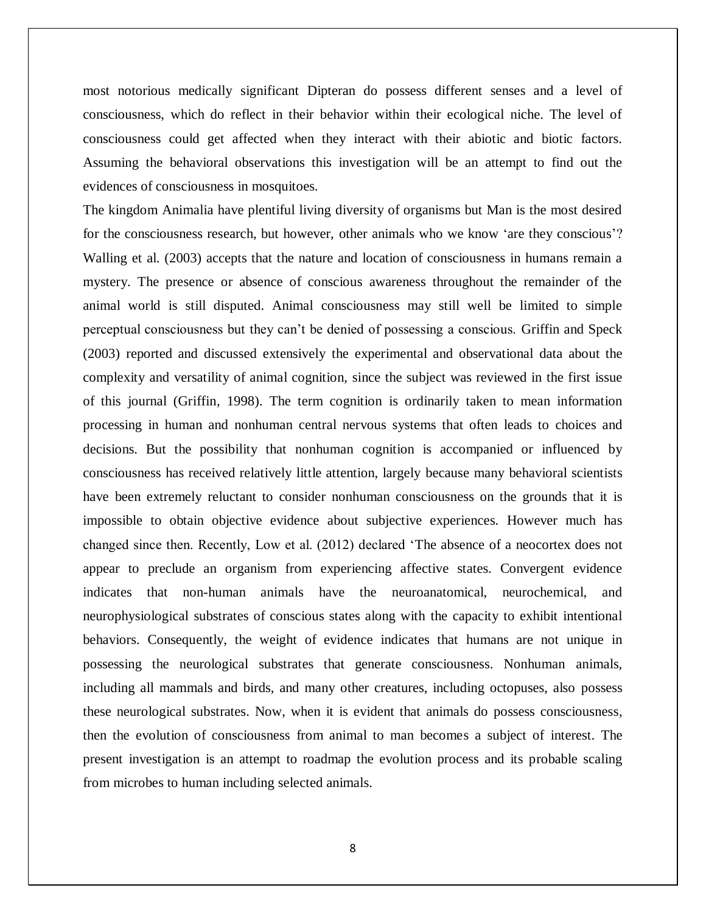most notorious medically significant Dipteran do possess different senses and a level of consciousness, which do reflect in their behavior within their ecological niche. The level of consciousness could get affected when they interact with their abiotic and biotic factors. Assuming the behavioral observations this investigation will be an attempt to find out the evidences of consciousness in mosquitoes.

The kingdom Animalia have plentiful living diversity of organisms but Man is the most desired for the consciousness research, but however, other animals who we know 'are they conscious'? Walling et al. (2003) accepts that the nature and location of consciousness in humans remain a mystery. The presence or absence of conscious awareness throughout the remainder of the animal world is still disputed. Animal consciousness may still well be limited to simple perceptual consciousness but they can't be denied of possessing a conscious. Griffin and Speck (2003) reported and discussed extensively the experimental and observational data about the complexity and versatility of animal cognition, since the subject was reviewed in the first issue of this journal (Griffin, 1998). The term cognition is ordinarily taken to mean information processing in human and nonhuman central nervous systems that often leads to choices and decisions. But the possibility that nonhuman cognition is accompanied or influenced by consciousness has received relatively little attention, largely because many behavioral scientists have been extremely reluctant to consider nonhuman consciousness on the grounds that it is impossible to obtain objective evidence about subjective experiences. However much has changed since then. Recently, Low et al. (2012) declared 'The absence of a neocortex does not appear to preclude an organism from experiencing affective states. Convergent evidence indicates that non-human animals have the neuroanatomical, neurochemical, and neurophysiological substrates of conscious states along with the capacity to exhibit intentional behaviors. Consequently, the weight of evidence indicates that humans are not unique in possessing the neurological substrates that generate consciousness. Nonhuman animals, including all mammals and birds, and many other creatures, including octopuses, also possess these neurological substrates. Now, when it is evident that animals do possess consciousness, then the evolution of consciousness from animal to man becomes a subject of interest. The present investigation is an attempt to roadmap the evolution process and its probable scaling from microbes to human including selected animals.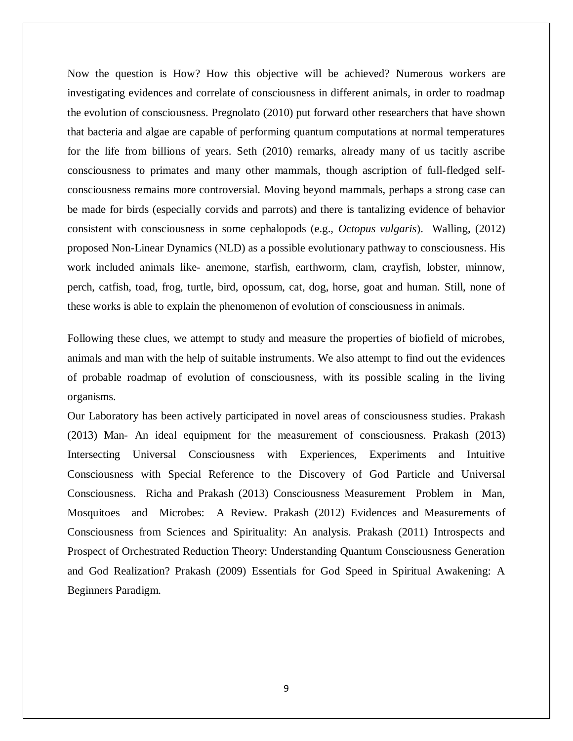Now the question is How? How this objective will be achieved? Numerous workers are investigating evidences and correlate of consciousness in different animals, in order to roadmap the evolution of consciousness. Pregnolato (2010) put forward other researchers that have shown that bacteria and algae are capable of performing quantum computations at normal temperatures for the life from billions of years. Seth (2010) remarks, already many of us tacitly ascribe consciousness to primates and many other mammals, though ascription of full-fledged self-consciousness remains more controversial. Moving beyond mammals, perhaps a strong case can be made for birds (especially corvids and parrots) and there is tantalizing evidence of behavior consistent with consciousness in some cephalopods (e.g., *Octopus vulgaris*). Walling, (2012) proposed Non-Linear Dynamics (NLD) as a possible evolutionary pathway to consciousness. His work included animals like- anemone, starfish, earthworm, clam, crayfish, lobster, minnow, perch, catfish, toad, frog, turtle, bird, opossum, cat, dog, horse, goat and human. Still, none of these works is able to explain the phenomenon of evolution of consciousness in animals.

Following these clues, we attempt to study and measure the properties of biofield of microbes, animals and man with the help of suitable instruments. We also attempt to find out the evidences of probable roadmap of evolution of consciousness, with its possible scaling in the living organisms.

Our Laboratory has been actively participated in novel areas of consciousness studies. Prakash (2013) Man- An ideal equipment for the measurement of consciousness. Prakash (2013) Intersecting Universal Consciousness with Experiences, Experiments and Intuitive Consciousness with Special Reference to the Discovery of God Particle and Universal Consciousness. Richa and Prakash (2013) Consciousness Measurement Problem in Man, Mosquitoes and Microbes: A Review. Prakash (2012) Evidences and Measurements of Consciousness from Sciences and Spirituality: An analysis. Prakash (2011) Introspects and Prospect of Orchestrated Reduction Theory: Understanding Quantum Consciousness Generation and God Realization? Prakash (2009) Essentials for God Speed in Spiritual Awakening: A Beginners Paradigm.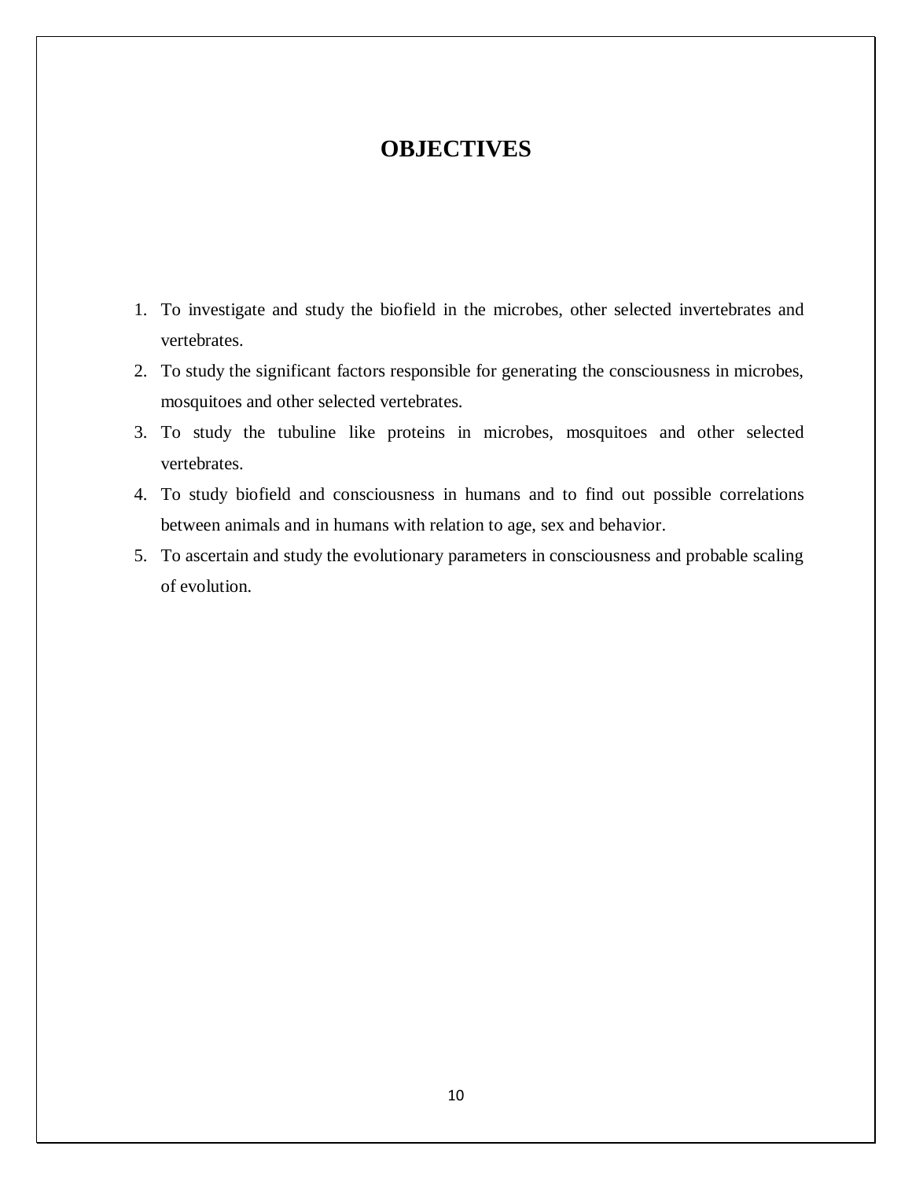# OBJECTIVES

1. To investigate and study the biofield in the microbes, other selected invertebrates and vertebrates.
2. To study the significant factors responsible for generating the consciousness in microbes, mosquitoes and other selected vertebrates.
3. To study the tubuline like proteins in microbes, mosquitoes and other selected vertebrates.
4. To study biofield and consciousness in humans and to find out possible correlations between animals and in humans with relation to age, sex and behavior.
5. To ascertain and study the evolutionary parameters in consciousness and probable scaling of evolution.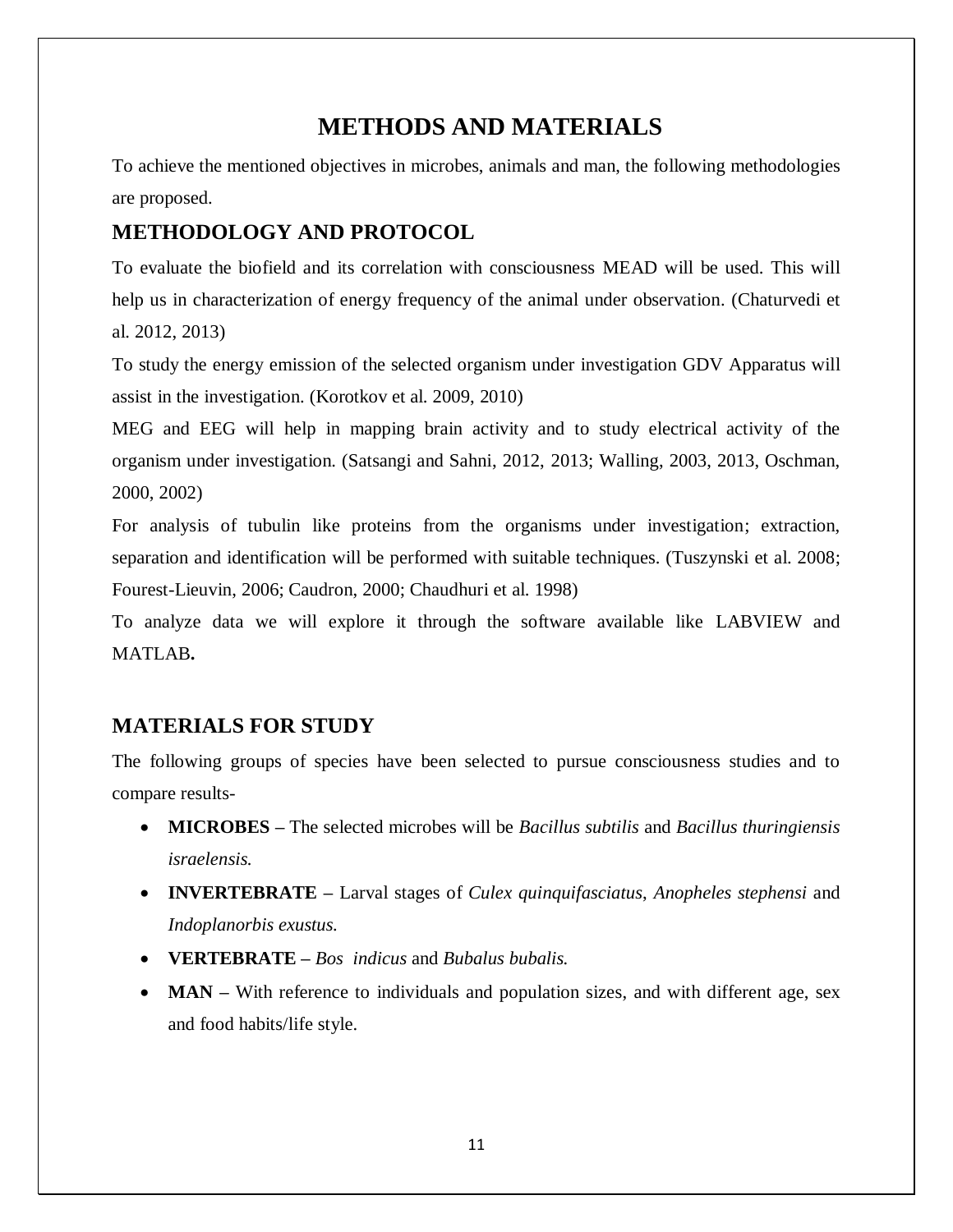# METHODS AND MATERIALS

To achieve the mentioned objectives in microbes, animals and man, the following methodologies are proposed.

## METHODOLOGY AND PROTOCOL

To evaluate the biofield and its correlation with consciousness MEAD will be used. This will help us in characterization of energy frequency of the animal under observation. (Chaturvedi et al. 2012, 2013)

To study the energy emission of the selected organism under investigation GDV Apparatus will assist in the investigation. (Korotkov et al. 2009, 2010)

MEG and EEG will help in mapping brain activity and to study electrical activity of the organism under investigation. (Satsangi and Sahni, 2012, 2013; Walling, 2003, 2013, Oschman, 2000, 2002)

For analysis of tubulin like proteins from the organisms under investigation; extraction, separation and identification will be performed with suitable techniques. (Tuszynski et al. 2008; Fourest-Lieuvin, 2006; Caudron, 2000; Chaudhuri et al. 1998)

To analyze data we will explore it through the software available like LABVIEW and MATLAB**.**

## MATERIALS FOR STUDY

The following groups of species have been selected to pursue consciousness studies and to compare results-

- **MICROBES –** The selected microbes will be *Bacillus subtilis* and *Bacillus thuringiensis israelensis.*
- **INVERTEBRATE –** Larval stages of *Culex quinquifasciatus*, *Anopheles stephensi* and *Indoplanorbis exustus.*
- **VERTEBRATE –** *Bos indicus* and *Bubalus bubalis.*
- **MAN –** With reference to individuals and population sizes, and with different age, sex and food habits/life style.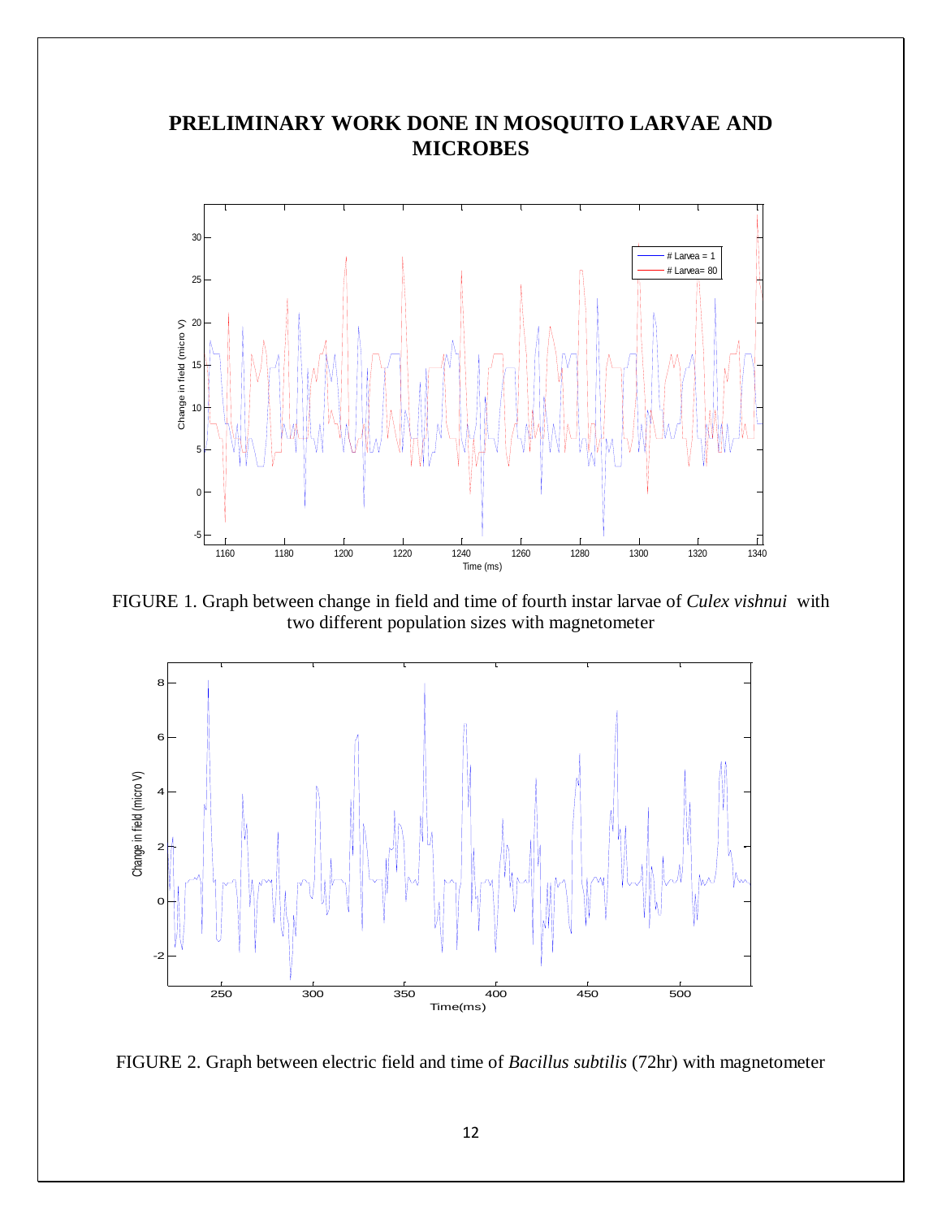# PRELIMINARY WORK DONE IN MOSQUITO LARVAE AND MICROBES

FIGURE 1. Graph between change in field and time of fourth instar larvae of *Culex vishnui* with two different population sizes with magnetometer

FIGURE 2. Graph between electric field and time of *Bacillus subtilis* (72hr) with magnetometer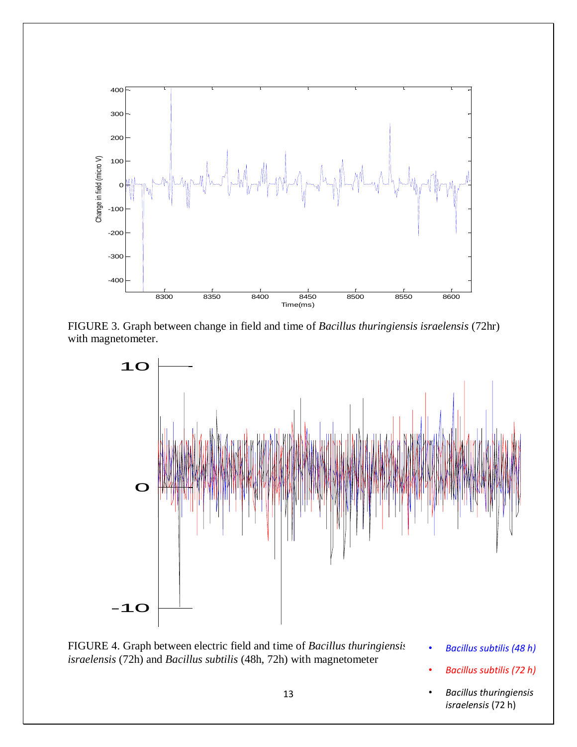FIGURE 3. Graph between change in field and time of *Bacillus thuringiensis israelensis* (72hr) with magnetometer.

FIGURE 4. Graph between electric field and time of *Bacillus thuringiensis israelensis* (72h) and *Bacillus subtilis* (48h, 72h) with magnetometer

- *Bacillus subtilis (48 h)*
- *Bacillus subtilis (72 h)*
- *Bacillus thuringiensis israelensis* (72 h)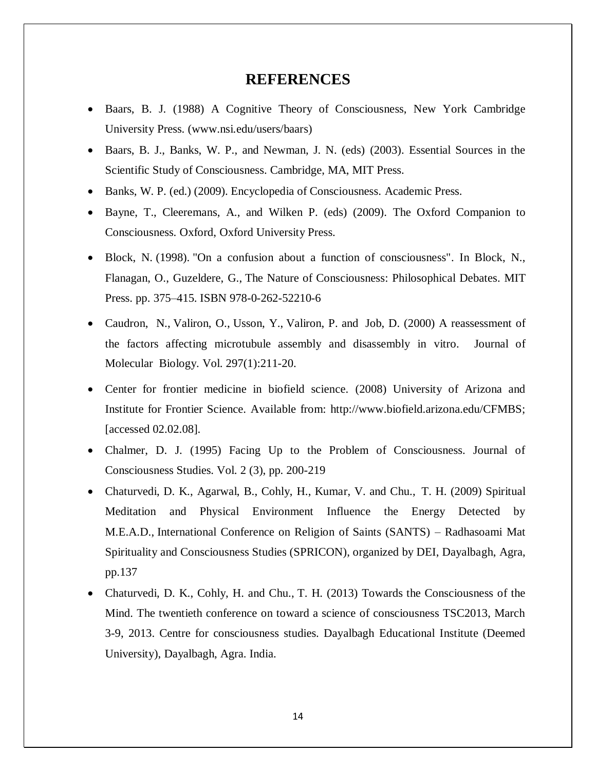# REFERENCES

- Baars, B. J. (1988) A Cognitive Theory of Consciousness, New York Cambridge University Press. (www.nsi.edu/users/baars)
- Baars, B. J., Banks, W. P., and Newman, J. N. (eds) (2003). Essential Sources in the Scientific Study of Consciousness. Cambridge, MA, MIT Press.
- Banks, W. P. (ed.) (2009). Encyclopedia of Consciousness. Academic Press.
- Bayne, T., Cleeremans, A., and Wilken P. (eds) (2009). The Oxford Companion to Consciousness. Oxford, Oxford University Press.
- Block, N. (1998). "On a confusion about a function of consciousness". In Block, N., Flanagan, O., Guzeldere, G., The Nature of Consciousness: Philosophical Debates. MIT Press. pp. 375–415. ISBN 978-0-262-52210-6
- Caudron, N., Valiron, O., Usson, Y., Valiron, P. and Job, D. (2000) A reassessment of the factors affecting microtubule assembly and disassembly in vitro. Journal of Molecular Biology. Vol. 297(1):211-20.
- Center for frontier medicine in biofield science. (2008) University of Arizona and Institute for Frontier Science. Available from: http://www.biofield.arizona.edu/CFMBS; [accessed 02.02.08].
- Chalmer, D. J. (1995) Facing Up to the Problem of Consciousness. Journal of Consciousness Studies. Vol. 2 (3), pp. 200-219
- Chaturvedi, D. K., Agarwal, B., Cohly, H., Kumar, V. and Chu., T. H. (2009) Spiritual Meditation and Physical Environment Influence the Energy Detected by M.E.A.D., International Conference on Religion of Saints (SANTS) – Radhasoami Mat Spirituality and Consciousness Studies (SPRICON), organized by DEI, Dayalbagh, Agra, pp.137
- Chaturvedi, D. K., Cohly, H. and Chu., T. H. (2013) Towards the Consciousness of the Mind. The twentieth conference on toward a science of consciousness TSC2013, March 3-9, 2013. Centre for consciousness studies. Dayalbagh Educational Institute (Deemed University), Dayalbagh, Agra. India.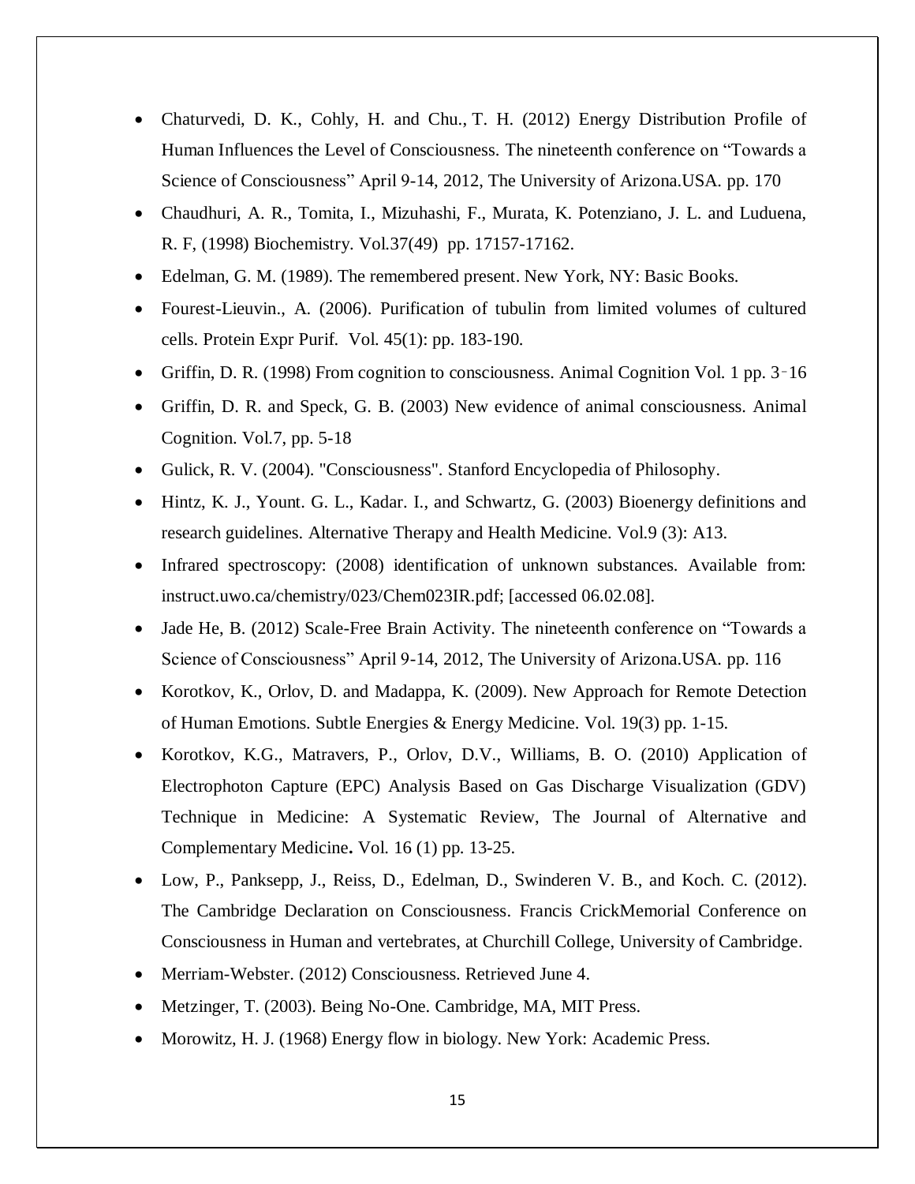- Chaturvedi, D. K., Cohly, H. and Chu., T. H. (2012) Energy Distribution Profile of Human Influences the Level of Consciousness. The nineteenth conference on "Towards a Science of Consciousness" April 9-14, 2012, The University of Arizona.USA. pp. 170
- Chaudhuri, A. R., Tomita, I., Mizuhashi, F., Murata, K. Potenziano, J. L. and Luduena, R. F, (1998) Biochemistry. Vol.37(49) pp. 17157-17162.
- Edelman, G. M. (1989). The remembered present. New York, NY: Basic Books.
- Fourest-Lieuvin., A. (2006). Purification of tubulin from limited volumes of cultured cells. Protein Expr Purif. Vol. 45(1): pp. 183-190.
- Griffin, D. R. (1998) From cognition to consciousness. Animal Cognition Vol. 1 pp. 3–16
- Griffin, D. R. and Speck, G. B. (2003) New evidence of animal consciousness. Animal Cognition. Vol.7, pp. 5-18
- Gulick, R. V. (2004). "Consciousness". Stanford Encyclopedia of Philosophy.
- Hintz, K. J., Yount. G. L., Kadar. I., and Schwartz, G. (2003) Bioenergy definitions and research guidelines. Alternative Therapy and Health Medicine. Vol.9 (3): A13.
- Infrared spectroscopy: (2008) identification of unknown substances. Available from: instruct.uwo.ca/chemistry/023/Chem023IR.pdf; [accessed 06.02.08].
- Jade He, B. (2012) Scale-Free Brain Activity. The nineteenth conference on "Towards a Science of Consciousness" April 9-14, 2012, The University of Arizona.USA. pp. 116
- Korotkov, K., Orlov, D. and Madappa, K. (2009). New Approach for Remote Detection of Human Emotions. Subtle Energies & Energy Medicine. Vol. 19(3) pp. 1-15.
- Korotkov, K.G., Matravers, P., Orlov, D.V., Williams, B. O. (2010) Application of Electrophoton Capture (EPC) Analysis Based on Gas Discharge Visualization (GDV) Technique in Medicine: A Systematic Review, The Journal of Alternative and Complementary Medicine**.** Vol. 16 (1) pp. 13-25.
- Low, P., Panksepp, J., Reiss, D., Edelman, D., Swinderen V. B., and Koch. C. (2012). The Cambridge Declaration on Consciousness. Francis CrickMemorial Conference on Consciousness in Human and vertebrates, at Churchill College, University of Cambridge.
- Merriam-Webster. (2012) Consciousness. Retrieved June 4.
- Metzinger, T. (2003). Being No-One. Cambridge, MA, MIT Press.
- Morowitz, H. J. (1968) Energy flow in biology. New York: Academic Press.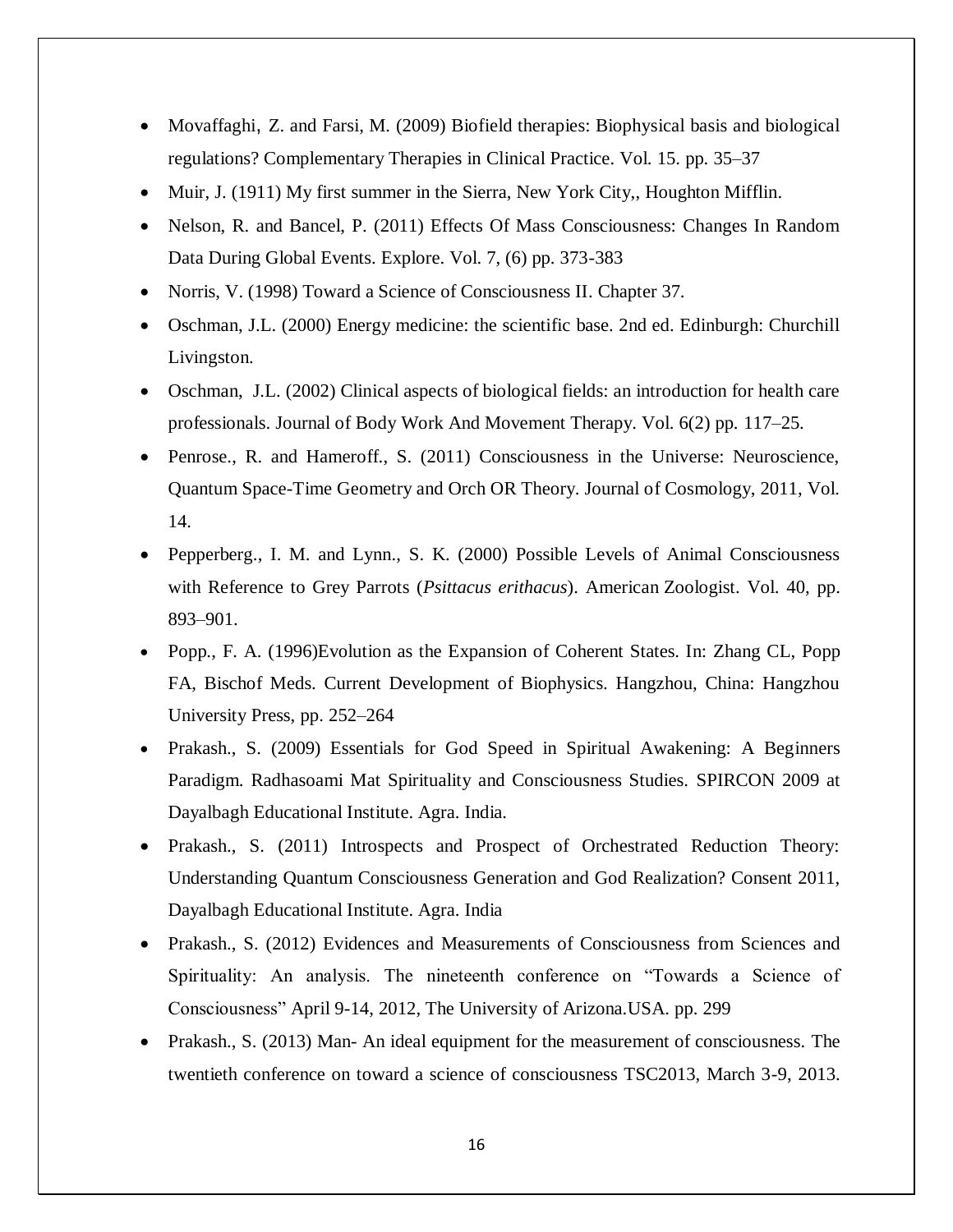- Movaffaghi, Z. and Farsi, M. (2009) Biofield therapies: Biophysical basis and biological regulations? Complementary Therapies in Clinical Practice. Vol. 15. pp. 35–37
- Muir, J. (1911) My first summer in the Sierra, New York City,, Houghton Mifflin.
- Nelson, R. and Bancel, P. (2011) Effects Of Mass Consciousness: Changes In Random Data During Global Events. Explore. Vol. 7, (6) pp. 373-383
- Norris, V. (1998) Toward a Science of Consciousness II. Chapter 37.
- Oschman, J.L. (2000) Energy medicine: the scientific base. 2nd ed. Edinburgh: Churchill Livingston.
- Oschman, J.L. (2002) Clinical aspects of biological fields: an introduction for health care professionals. Journal of Body Work And Movement Therapy. Vol. 6(2) pp. 117–25.
- Penrose., R. and Hameroff., S. (2011) Consciousness in the Universe: Neuroscience, Quantum Space-Time Geometry and Orch OR Theory. Journal of Cosmology, 2011, Vol. 14.
- Pepperberg., I. M. and Lynn., S. K. (2000) Possible Levels of Animal Consciousness with Reference to Grey Parrots (*Psittacus erithacus*). American Zoologist. Vol. 40, pp. 893–901.
- Popp., F. A. (1996)Evolution as the Expansion of Coherent States. In: Zhang CL, Popp FA, Bischof Meds. Current Development of Biophysics. Hangzhou, China: Hangzhou University Press, pp. 252–264
- Prakash., S. (2009) Essentials for God Speed in Spiritual Awakening: A Beginners Paradigm. Radhasoami Mat Spirituality and Consciousness Studies. SPIRCON 2009 at Dayalbagh Educational Institute. Agra. India.
- Prakash., S. (2011) Introspects and Prospect of Orchestrated Reduction Theory: Understanding Quantum Consciousness Generation and God Realization? Consent 2011, Dayalbagh Educational Institute. Agra. India
- Prakash., S. (2012) Evidences and Measurements of Consciousness from Sciences and Spirituality: An analysis. The nineteenth conference on "Towards a Science of Consciousness" April 9-14, 2012, The University of Arizona.USA. pp. 299
- Prakash., S. (2013) Man- An ideal equipment for the measurement of consciousness. The twentieth conference on toward a science of consciousness TSC2013, March 3-9, 2013.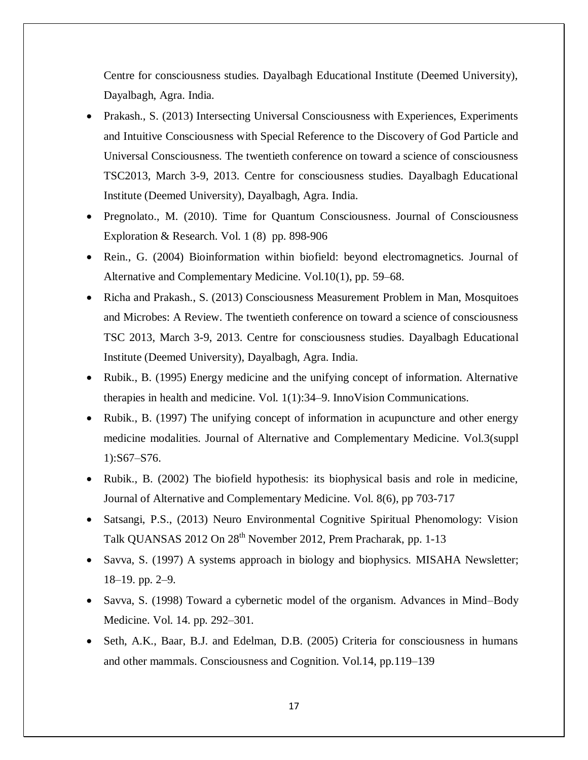Centre for consciousness studies. Dayalbagh Educational Institute (Deemed University), Dayalbagh, Agra. India.

- Prakash., S. (2013) Intersecting Universal Consciousness with Experiences, Experiments and Intuitive Consciousness with Special Reference to the Discovery of God Particle and Universal Consciousness. The twentieth conference on toward a science of consciousness TSC2013, March 3-9, 2013. Centre for consciousness studies. Dayalbagh Educational Institute (Deemed University), Dayalbagh, Agra. India.
- Pregnolato., M. (2010). Time for Quantum Consciousness. Journal of Consciousness Exploration & Research. Vol. 1 (8) pp. 898-906
- Rein., G. (2004) Bioinformation within biofield: beyond electromagnetics. Journal of Alternative and Complementary Medicine. Vol.10(1), pp. 59–68.
- Richa and Prakash., S. (2013) Consciousness Measurement Problem in Man, Mosquitoes and Microbes: A Review. The twentieth conference on toward a science of consciousness TSC 2013, March 3-9, 2013. Centre for consciousness studies. Dayalbagh Educational Institute (Deemed University), Dayalbagh, Agra. India.
- Rubik., B. (1995) Energy medicine and the unifying concept of information. Alternative therapies in health and medicine. Vol. 1(1):34–9. InnoVision Communications.
- Rubik., B. (1997) The unifying concept of information in acupuncture and other energy medicine modalities. Journal of Alternative and Complementary Medicine. Vol.3(suppl 1):S67–S76.
- Rubik., B. (2002) The biofield hypothesis: its biophysical basis and role in medicine, Journal of Alternative and Complementary Medicine. Vol. 8(6), pp 703-717
- Satsangi, P.S., (2013) Neuro Environmental Cognitive Spiritual Phenomology: Vision Talk QUANSAS 2012 On 28th November 2012, Prem Pracharak, pp. 1-13
- Savva, S. (1997) A systems approach in biology and biophysics. MISAHA Newsletter; 18–19. pp. 2–9.
- Savva, S. (1998) Toward a cybernetic model of the organism. Advances in Mind–Body Medicine. Vol. 14. pp. 292–301.
- Seth, A.K., Baar, B.J. and Edelman, D.B. (2005) Criteria for consciousness in humans and other mammals. Consciousness and Cognition. Vol.14, pp.119–139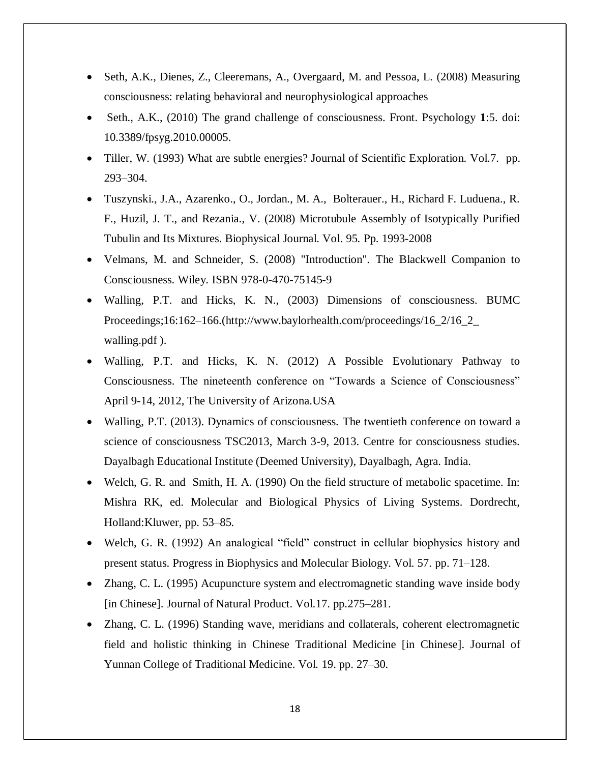- Seth, A.K., Dienes, Z., Cleeremans, A., Overgaard, M. and Pessoa, L. (2008) Measuring consciousness: relating behavioral and neurophysiological approaches
- Seth., A.K., (2010) The grand challenge of consciousness. Front. Psychology **1**:5. doi: 10.3389/fpsyg.2010.00005.
- Tiller, W. (1993) What are subtle energies? Journal of Scientific Exploration. Vol.7. pp. 293–304.
- Tuszynski., J.A., Azarenko., O., Jordan., M. A., Bolterauer., H., Richard F. Luduena., R. F., Huzil, J. T., and Rezania., V. (2008) Microtubule Assembly of Isotypically Purified Tubulin and Its Mixtures. Biophysical Journal. Vol. 95. Pp. 1993-2008
- Velmans, M. and Schneider, S. (2008) "Introduction". The Blackwell Companion to Consciousness. Wiley. ISBN 978-0-470-75145-9
- Walling, P.T. and Hicks, K. N., (2003) Dimensions of consciousness. BUMC Proceedings;16:162–166.(http://www.baylorhealth.com/proceedings/16_2/16_2_ walling.pdf ).
- Walling, P.T. and Hicks, K. N. (2012) A Possible Evolutionary Pathway to Consciousness. The nineteenth conference on "Towards a Science of Consciousness" April 9-14, 2012, The University of Arizona.USA
- Walling, P.T. (2013). Dynamics of consciousness. The twentieth conference on toward a science of consciousness TSC2013, March 3-9, 2013. Centre for consciousness studies. Dayalbagh Educational Institute (Deemed University), Dayalbagh, Agra. India.
- Welch, G. R. and Smith, H. A. (1990) On the field structure of metabolic spacetime. In: Mishra RK, ed. Molecular and Biological Physics of Living Systems. Dordrecht, Holland:Kluwer, pp. 53–85.
- Welch, G. R. (1992) An analogical "field" construct in cellular biophysics history and present status. Progress in Biophysics and Molecular Biology. Vol. 57. pp. 71–128.
- Zhang, C. L. (1995) Acupuncture system and electromagnetic standing wave inside body [in Chinese]. Journal of Natural Product. Vol.17. pp.275–281.
- Zhang, C. L. (1996) Standing wave, meridians and collaterals, coherent electromagnetic field and holistic thinking in Chinese Traditional Medicine [in Chinese]. Journal of Yunnan College of Traditional Medicine. Vol. 19. pp. 27–30.